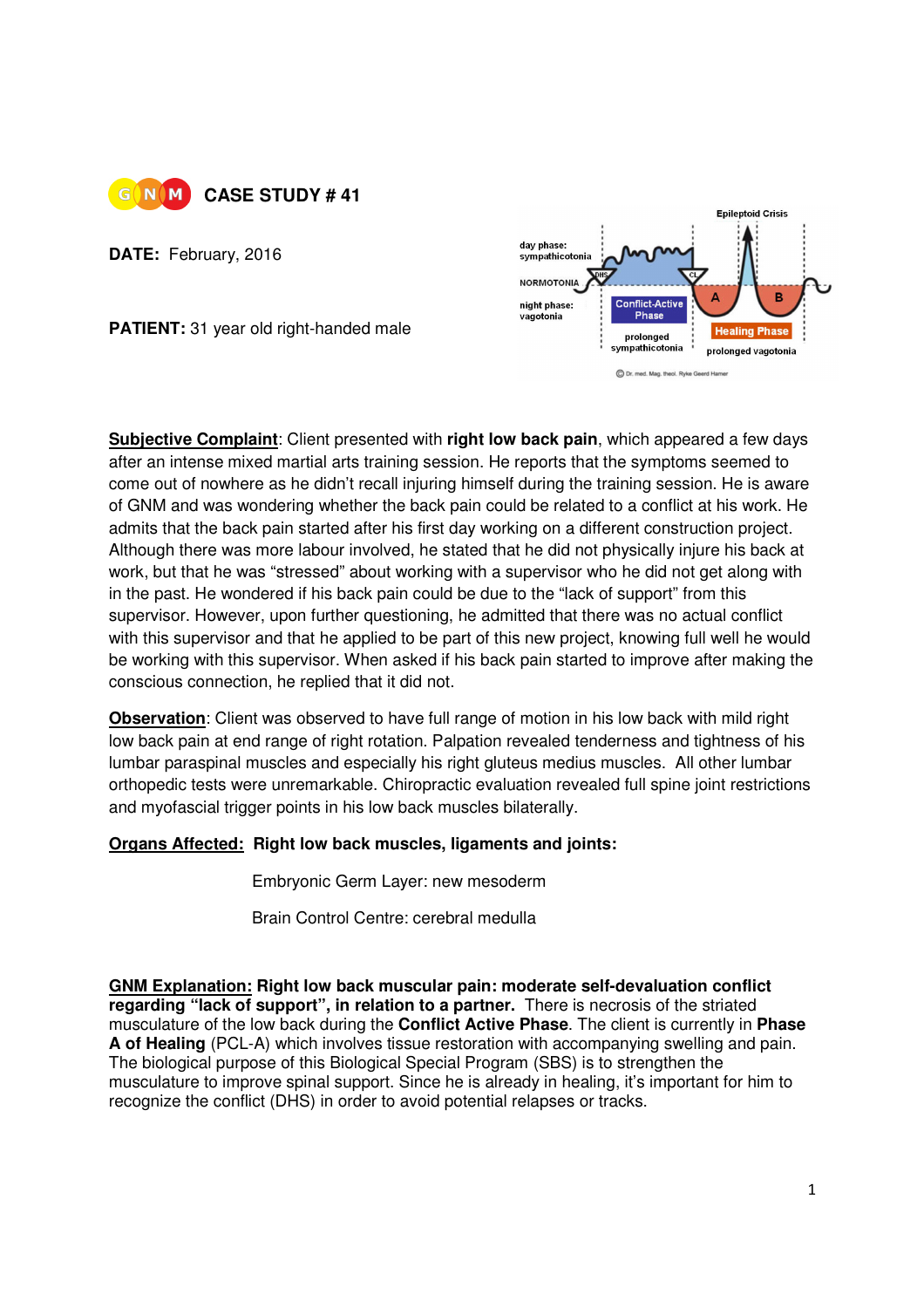# GNM CASE STUDY # 41

**DATE:** February, 2016

**PATIENT:** 31 year old right-handed male

day phase: sympathicotonia

NORMOTONIA

night phase: vagotonia

DHS

Conflict-Active Phase

prolonged sympathicotonia

CL

Epileptoid Crisis

A

B

Healing Phase

prolonged vagotonia

© Dr. med. Mag. theol. Ryke Geerd Hamer

**Subjective Complaint**: Client presented with **right low back pain**, which appeared a few days after an intense mixed martial arts training session. He reports that the symptoms seemed to come out of nowhere as he didn't recall injuring himself during the training session. He is aware of GNM and was wondering whether the back pain could be related to a conflict at his work. He admits that the back pain started after his first day working on a different construction project. Although there was more labour involved, he stated that he did not physically injure his back at work, but that he was "stressed" about working with a supervisor who he did not get along with in the past. He wondered if his back pain could be due to the "lack of support" from this supervisor. However, upon further questioning, he admitted that there was no actual conflict with this supervisor and that he applied to be part of this new project, knowing full well he would be working with this supervisor. When asked if his back pain started to improve after making the conscious connection, he replied that it did not.

**Observation**: Client was observed to have full range of motion in his low back with mild right low back pain at end range of right rotation. Palpation revealed tenderness and tightness of his lumbar paraspinal muscles and especially his right gluteus medius muscles. All other lumbar orthopedic tests were unremarkable. Chiropractic evaluation revealed full spine joint restrictions and myofascial trigger points in his low back muscles bilaterally.

**Organs Affected: Right low back muscles, ligaments and joints:**

Embryonic Germ Layer: new mesoderm

Brain Control Centre: cerebral medulla

**GNM Explanation: Right low back muscular pain: moderate self-devaluation conflict regarding "lack of support", in relation to a partner.** There is necrosis of the striated musculature of the low back during the **Conflict Active Phase**. The client is currently in **Phase A of Healing** (PCL-A) which involves tissue restoration with accompanying swelling and pain. The biological purpose of this Biological Special Program (SBS) is to strengthen the musculature to improve spinal support. Since he is already in healing, it's important for him to recognize the conflict (DHS) in order to avoid potential relapses or tracks.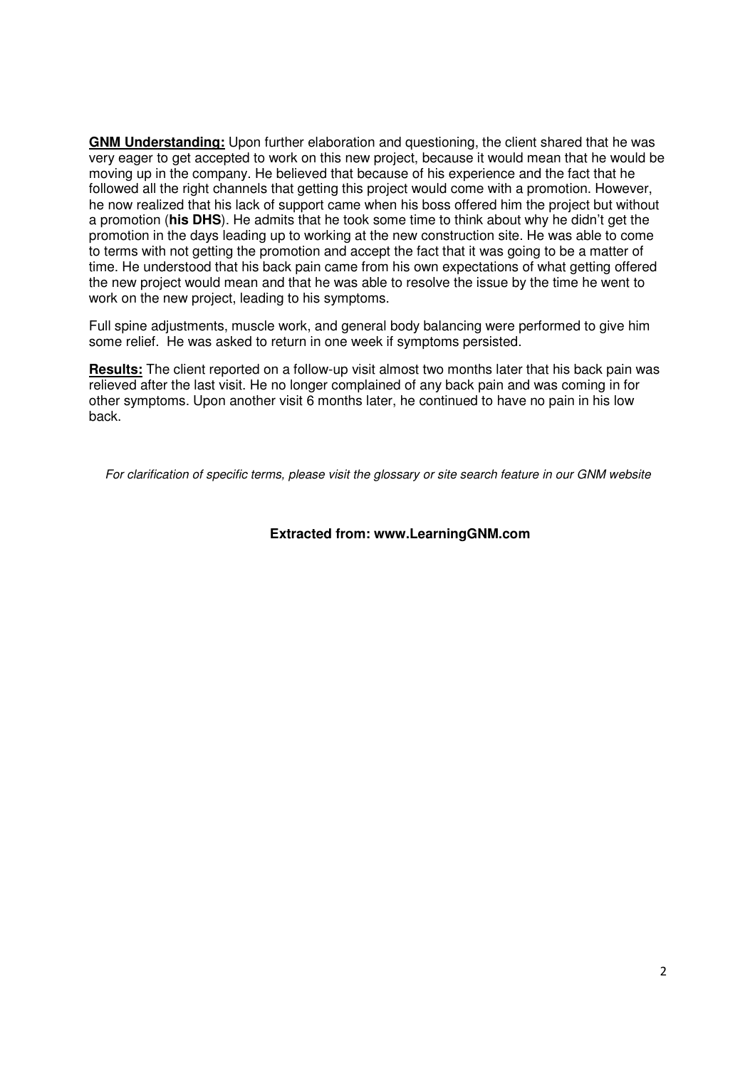**GNM Understanding:** Upon further elaboration and questioning, the client shared that he was very eager to get accepted to work on this new project, because it would mean that he would be moving up in the company. He believed that because of his experience and the fact that he followed all the right channels that getting this project would come with a promotion. However, he now realized that his lack of support came when his boss offered him the project but without a promotion (**his DHS**). He admits that he took some time to think about why he didn't get the promotion in the days leading up to working at the new construction site. He was able to come to terms with not getting the promotion and accept the fact that it was going to be a matter of time. He understood that his back pain came from his own expectations of what getting offered the new project would mean and that he was able to resolve the issue by the time he went to work on the new project, leading to his symptoms.

Full spine adjustments, muscle work, and general body balancing were performed to give him some relief. He was asked to return in one week if symptoms persisted.

**Results:** The client reported on a follow-up visit almost two months later that his back pain was relieved after the last visit. He no longer complained of any back pain and was coming in for other symptoms. Upon another visit 6 months later, he continued to have no pain in his low back.

*For clarification of specific terms, please visit the glossary or site search feature in our GNM website*

**Extracted from: www.LearningGNM.com**